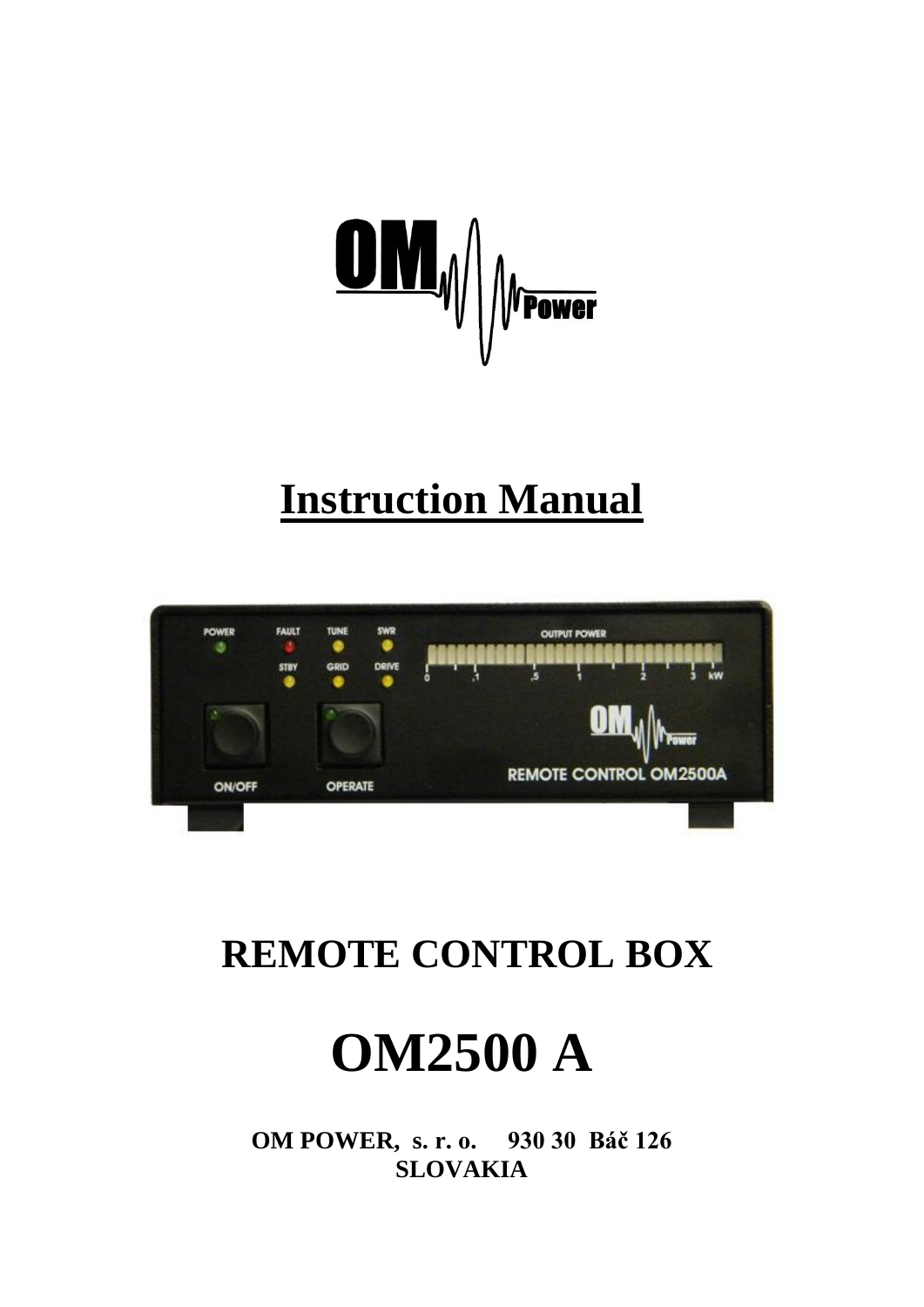# Instruction Manual

## REMOTE CONTROL BOX

# OM2500 A

**OM POWER, s. r. o. 930 30 Báč 126**
**SLOVAKIA**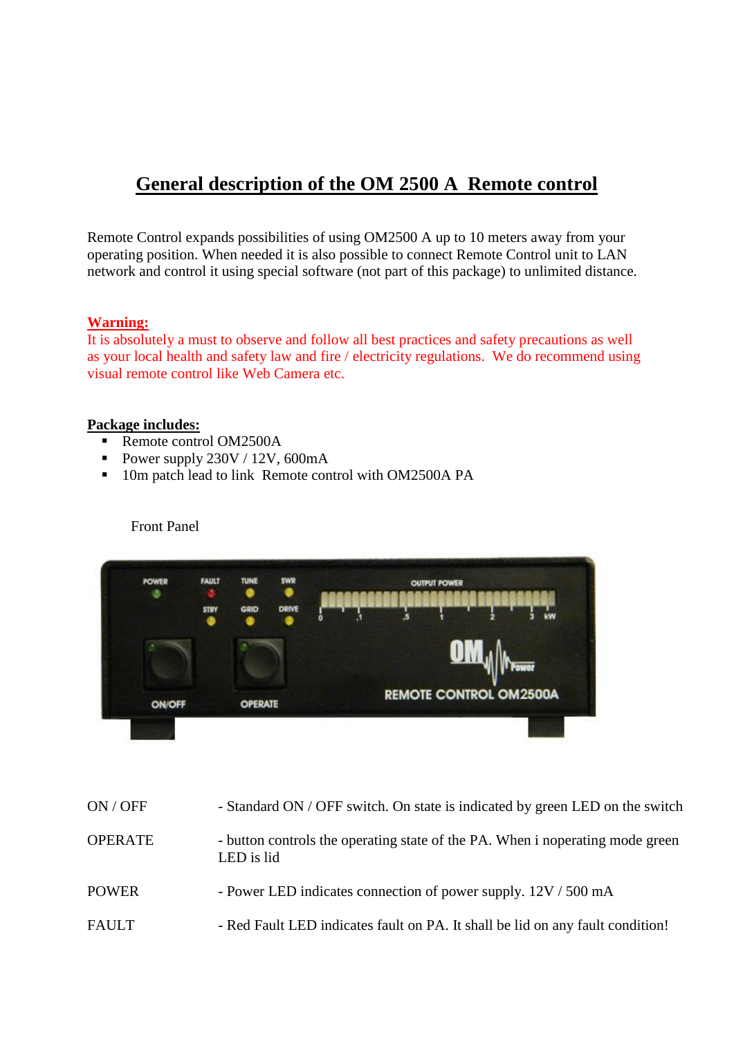# General description of the OM 2500 A Remote control

Remote Control expands possibilities of using OM2500 A up to 10 meters away from your operating position. When needed it is also possible to connect Remote Control unit to LAN network and control it using special software (not part of this package) to unlimited distance.

**Warning:**
It is absolutely a must to observe and follow all best practices and safety precautions as well as your local health and safety law and fire / electricity regulations. We do recommend using visual remote control like Web Camera etc.

**Package includes:**

- Remote control OM2500A
- Power supply 230V / 12V, 600mA
- 10m patch lead to link Remote control with OM2500A PA

Front Panel

| | |
|---|---|
| ON / OFF | - Standard ON / OFF switch. On state is indicated by green LED on the switch |
| OPERATE | - button controls the operating state of the PA. When i noperating mode green LED is lid |
| POWER | - Power LED indicates connection of power supply. 12V / 500 mA |
| FAULT | - Red Fault LED indicates fault on PA. It shall be lid on any fault condition! |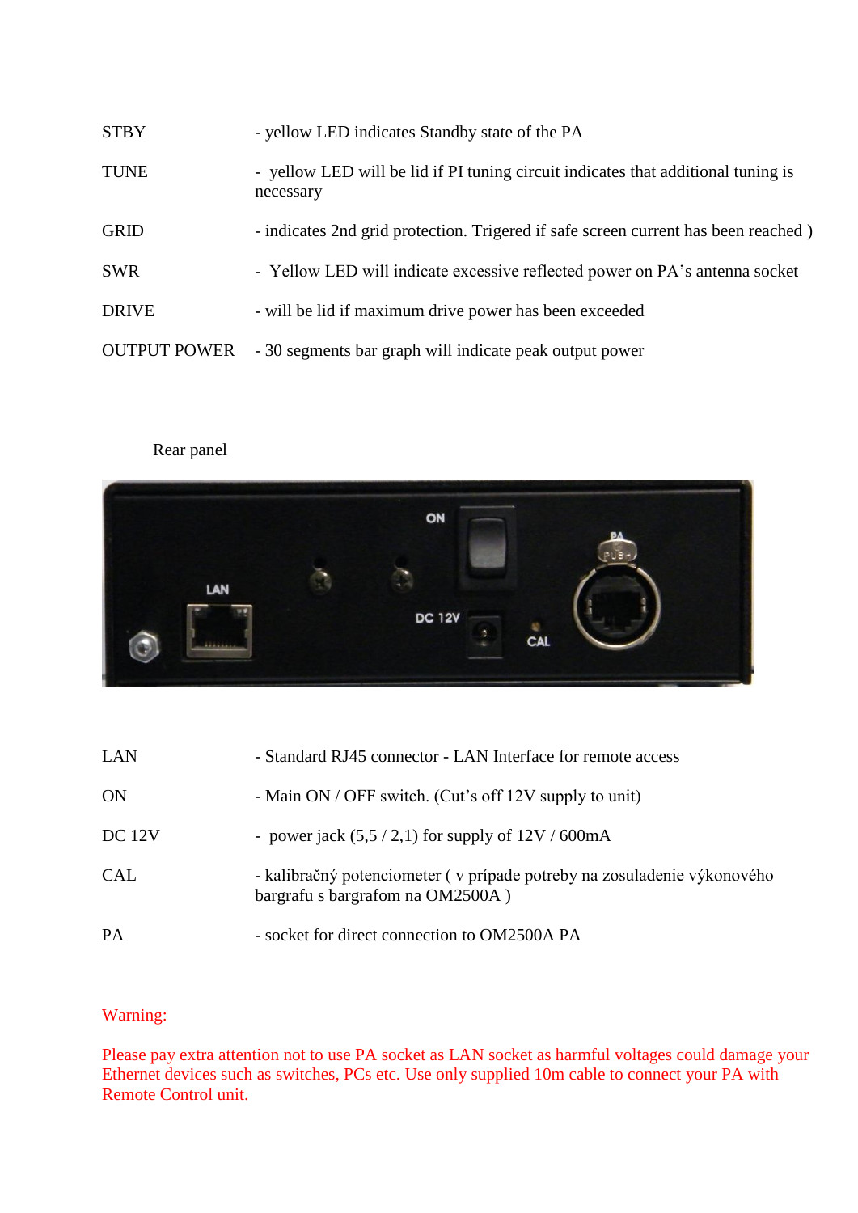| | |
|---|---|
| STBY | - yellow LED indicates Standby state of the PA |
| TUNE | - yellow LED will be lid if PI tuning circuit indicates that additional tuning is necessary |
| GRID | - indicates 2nd grid protection. Trigered if safe screen current has been reached ) |
| SWR | - Yellow LED will indicate excessive reflected power on PA's antenna socket |
| DRIVE | - will be lid if maximum drive power has been exceeded |
| OUTPUT POWER | - 30 segments bar graph will indicate peak output power |

Rear panel

| | |
|---|---|
| LAN | - Standard RJ45 connector - LAN Interface for remote access |
| ON | - Main ON / OFF switch. (Cut's off 12V supply to unit) |
| DC 12V | - power jack (5,5 / 2,1) for supply of 12V / 600mA |
| CAL | - kalibračný potenciometer ( v prípade potreby na zosuladenie výkonového bargrafu s bargrafom na OM2500A ) |
| PA | - socket for direct connection to OM2500A PA |

Warning:

Please pay extra attention not to use PA socket as LAN socket as harmful voltages could damage your Ethernet devices such as switches, PCs etc. Use only supplied 10m cable to connect your PA with Remote Control unit.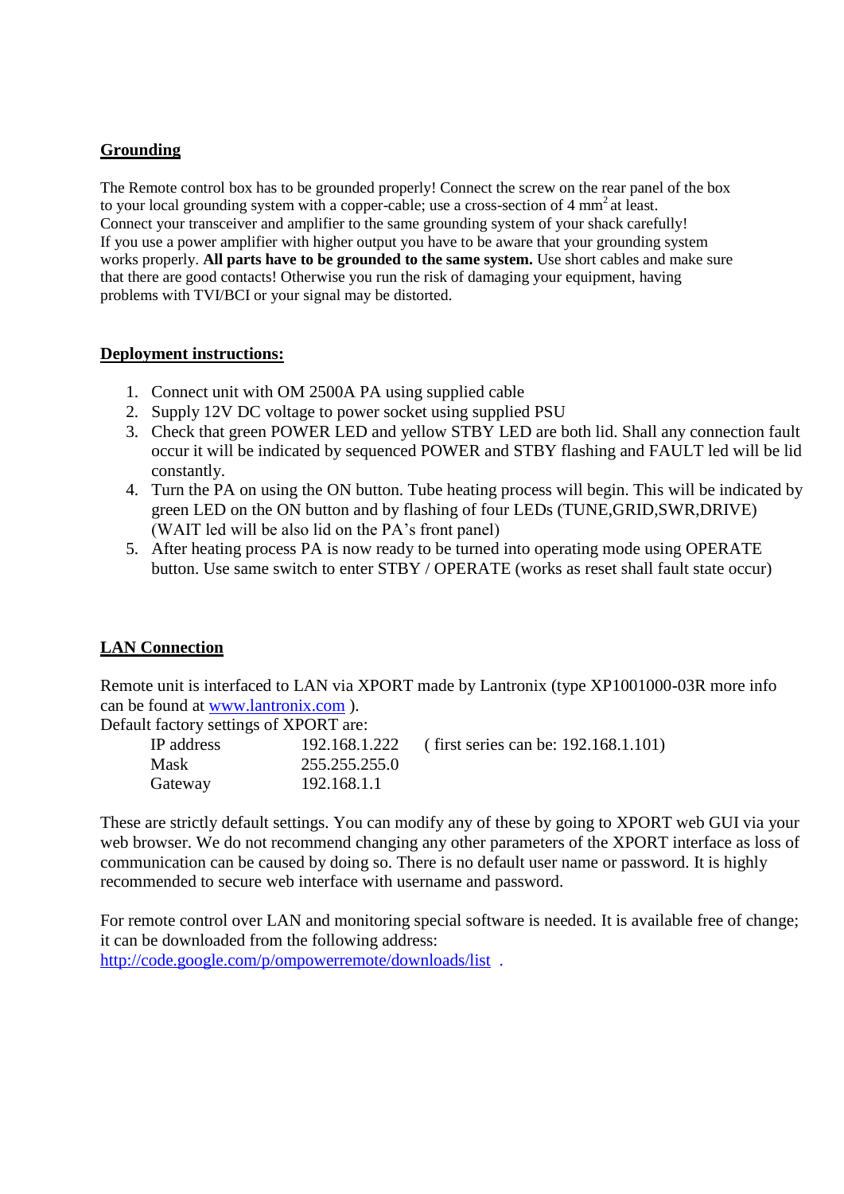## Grounding

The Remote control box has to be grounded properly! Connect the screw on the rear panel of the box to your local grounding system with a copper-cable; use a cross-section of 4 $mm^2$ at least.
Connect your transceiver and amplifier to the same grounding system of your shack carefully!
If you use a power amplifier with higher output you have to be aware that your grounding system works properly. **All parts have to be grounded to the same system.** Use short cables and make sure that there are good contacts! Otherwise you run the risk of damaging your equipment, having problems with TVI/BCI or your signal may be distorted.

## Deployment instructions:

1. Connect unit with OM 2500A PA using supplied cable
2. Supply 12V DC voltage to power socket using supplied PSU
3. Check that green POWER LED and yellow STBY LED are both lid. Shall any connection fault occur it will be indicated by sequenced POWER and STBY flashing and FAULT led will be lid constantly.
4. Turn the PA on using the ON button. Tube heating process will begin. This will be indicated by green LED on the ON button and by flashing of four LEDs (TUNE,GRID,SWR,DRIVE) (WAIT led will be also lid on the PA's front panel)
5. After heating process PA is now ready to be turned into operating mode using OPERATE button. Use same switch to enter STBY / OPERATE (works as reset shall fault state occur)

## LAN Connection

Remote unit is interfaced to LAN via XPORT made by Lantronix (type XP1001000-03R more info can be found at [www.lantronix.com](http://www.lantronix.com) ).
Default factory settings of XPORT are:

| | | |
|---|---|---|
| IP address | 192.168.1.222 | ( first series can be: 192.168.1.101) |
| Mask | 255.255.255.0 | |
| Gateway | 192.168.1.1 | |

These are strictly default settings. You can modify any of these by going to XPORT web GUI via your web browser. We do not recommend changing any other parameters of the XPORT interface as loss of communication can be caused by doing so. There is no default user name or password. It is highly recommended to secure web interface with username and password.

For remote control over LAN and monitoring special software is needed. It is available free of change; it can be downloaded from the following address:
[http://code.google.com/p/ompowerremote/downloads/list](http://code.google.com/p/ompowerremote/downloads/list) .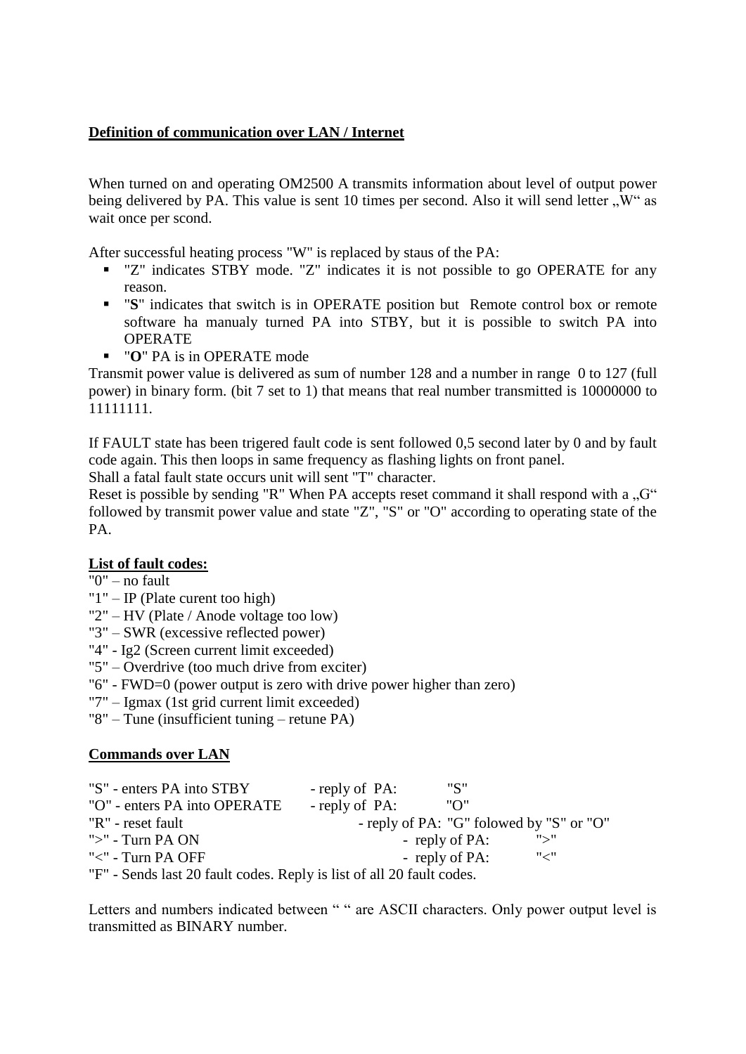**Definition of communication over LAN / Internet**

When turned on and operating OM2500 A transmits information about level of output power being delivered by PA. This value is sent 10 times per second. Also it will send letter „W“ as wait once per scond.

After successful heating process "W" is replaced by staus of the PA:

- "Z" indicates STBY mode. "Z" indicates it is not possible to go OPERATE for any reason.
- "**S**" indicates that switch is in OPERATE position but Remote control box or remote software ha manualy turned PA into STBY, but it is possible to switch PA into OPERATE
- "**O**" PA is in OPERATE mode

Transmit power value is delivered as sum of number 128 and a number in range 0 to 127 (full power) in binary form. (bit 7 set to 1) that means that real number transmitted is 10000000 to 11111111.

If FAULT state has been trigered fault code is sent followed 0,5 second later by 0 and by fault code again. This then loops in same frequency as flashing lights on front panel.
Shall a fatal fault state occurs unit will sent "T" character.
Reset is possible by sending "R" When PA accepts reset command it shall respond with a „G“ followed by transmit power value and state "Z", "S" or "O" according to operating state of the PA.

**List of fault codes:**

"0" – no fault
"1" – IP (Plate curent too high)
"2" – HV (Plate / Anode voltage too low)
"3" – SWR (excessive reflected power)
"4" - Ig2 (Screen current limit exceeded)
"5" – Overdrive (too much drive from exciter)
"6" - FWD=0 (power output is zero with drive power higher than zero)
"7" – Igmax (1st grid current limit exceeded)
"8" – Tune (insufficient tuning – retune PA)

**Commands over LAN**

"S" - enters PA into STBY - reply of PA: "S"
"O" - enters PA into OPERATE - reply of PA: "O"
"R" - reset fault - reply of PA: "G" folowed by "S" or "O"
">" - Turn PA ON - reply of PA: ">"
"<" - Turn PA OFF - reply of PA: "<"
"F" - Sends last 20 fault codes. Reply is list of all 20 fault codes.

Letters and numbers indicated between " " are ASCII characters. Only power output level is transmitted as BINARY number.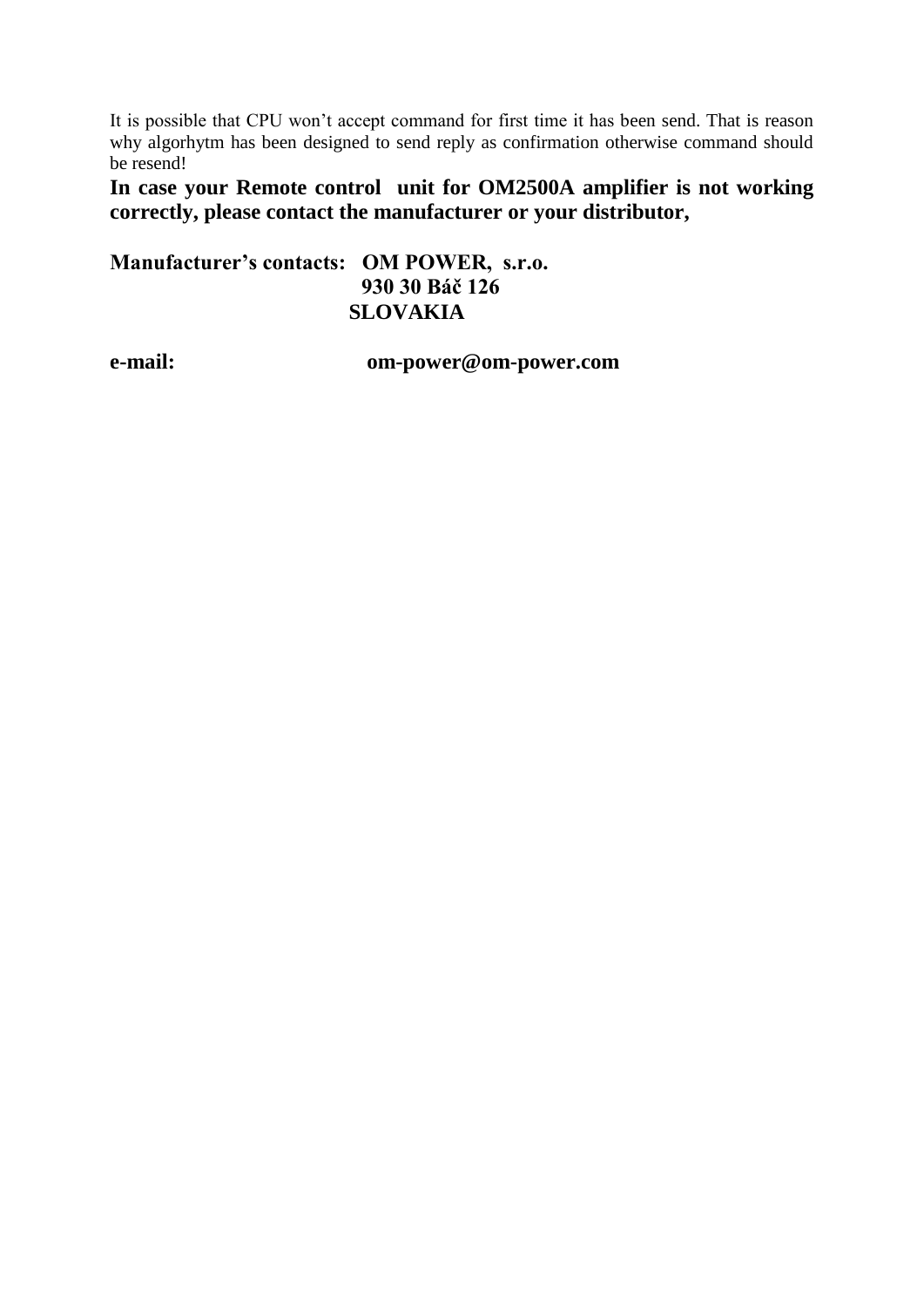It is possible that CPU won't accept command for first time it has been send. That is reason why algorhytm has been designed to send reply as confirmation otherwise command should be resend!

**In case your Remote control unit for OM2500A amplifier is not working correctly, please contact the manufacturer or your distributor,**

**Manufacturer's contacts: OM POWER, s.r.o.**
**930 30 Báč 126**
**SLOVAKIA**

**e-mail: om-power@om-power.com**